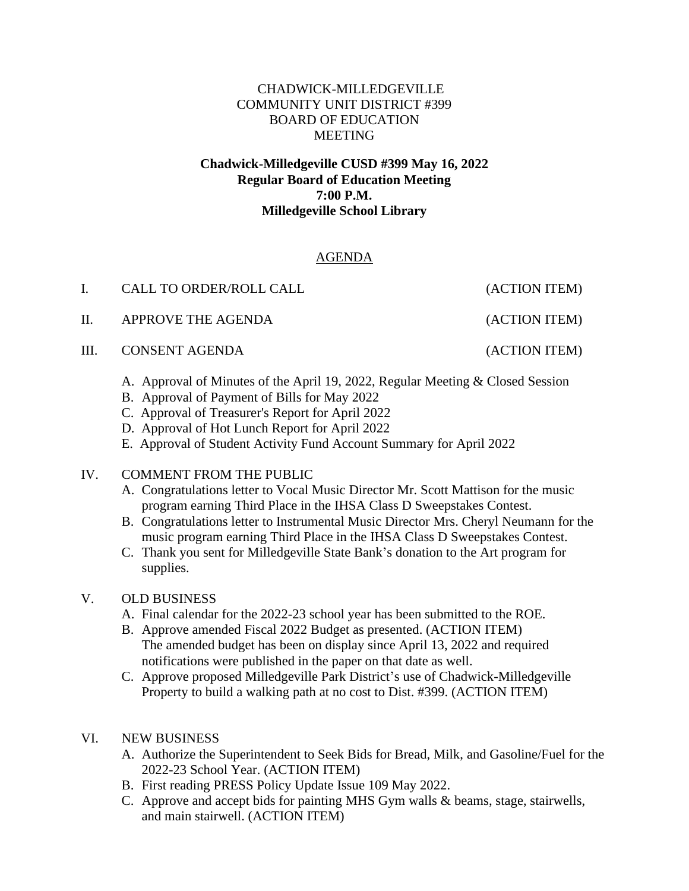CHADWICK-MILLEDGEVILLE
COMMUNITY UNIT DISTRICT #399
BOARD OF EDUCATION
MEETING

**Chadwick-Milledgeville CUSD #399 May 16, 2022**
**Regular Board of Education Meeting**
**7:00 P.M.**
**Milledgeville School Library**

## AGENDA

I. CALL TO ORDER/ROLL CALL (ACTION ITEM)

II. APPROVE THE AGENDA (ACTION ITEM)

III. CONSENT AGENDA (ACTION ITEM)

- A. Approval of Minutes of the April 19, 2022, Regular Meeting & Closed Session
- B. Approval of Payment of Bills for May 2022
- C. Approval of Treasurer's Report for April 2022
- D. Approval of Hot Lunch Report for April 2022
- E. Approval of Student Activity Fund Account Summary for April 2022

IV. COMMENT FROM THE PUBLIC

- A. Congratulations letter to Vocal Music Director Mr. Scott Mattison for the music program earning Third Place in the IHSA Class D Sweepstakes Contest.
- B. Congratulations letter to Instrumental Music Director Mrs. Cheryl Neumann for the music program earning Third Place in the IHSA Class D Sweepstakes Contest.
- C. Thank you sent for Milledgeville State Bank's donation to the Art program for supplies.

V. OLD BUSINESS

- A. Final calendar for the 2022-23 school year has been submitted to the ROE.
- B. Approve amended Fiscal 2022 Budget as presented. (ACTION ITEM) The amended budget has been on display since April 13, 2022 and required notifications were published in the paper on that date as well.
- C. Approve proposed Milledgeville Park District's use of Chadwick-Milledgeville Property to build a walking path at no cost to Dist. #399. (ACTION ITEM)

VI. NEW BUSINESS

- A. Authorize the Superintendent to Seek Bids for Bread, Milk, and Gasoline/Fuel for the 2022-23 School Year. (ACTION ITEM)
- B. First reading PRESS Policy Update Issue 109 May 2022.
- C. Approve and accept bids for painting MHS Gym walls & beams, stage, stairwells, and main stairwell. (ACTION ITEM)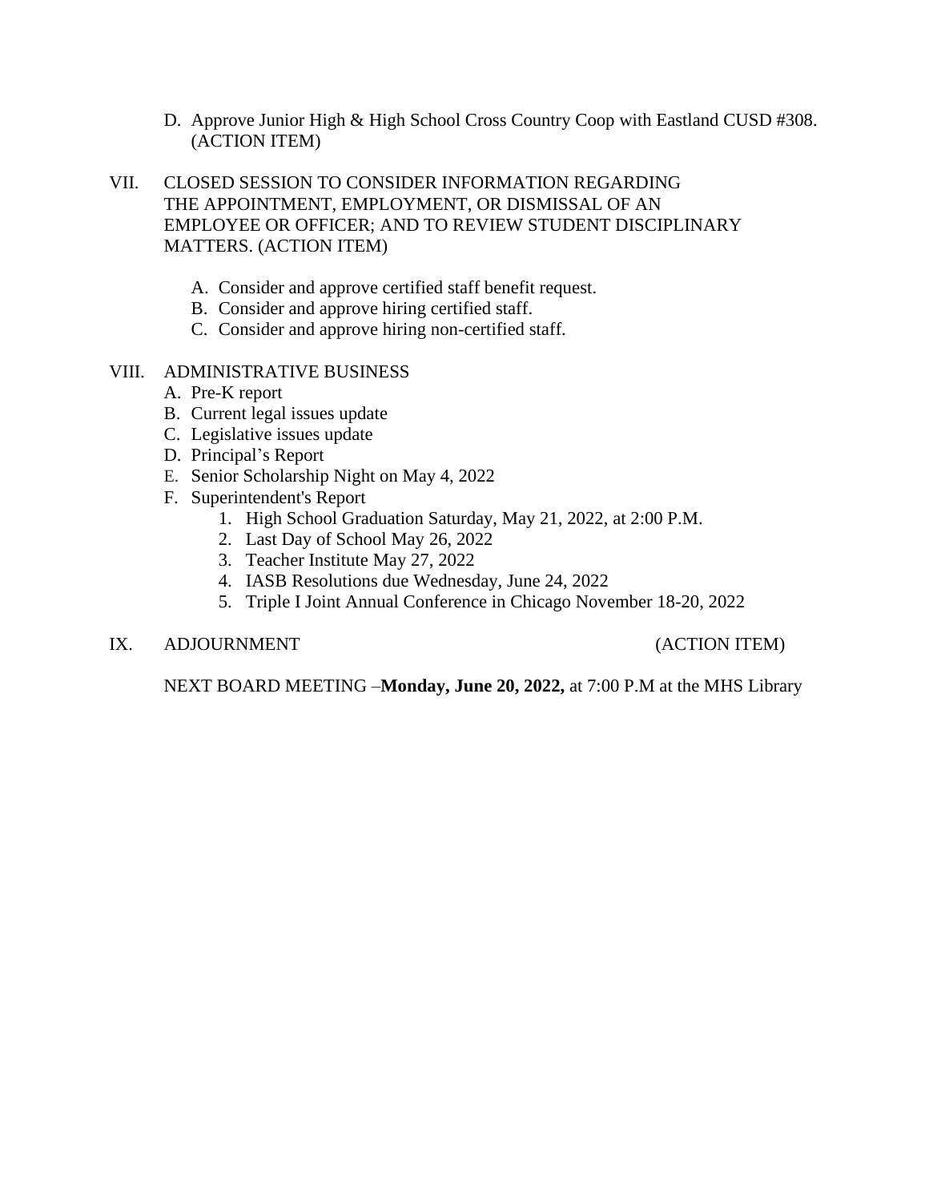D. Approve Junior High & High School Cross Country Coop with Eastland CUSD #308. (ACTION ITEM)

VII. CLOSED SESSION TO CONSIDER INFORMATION REGARDING THE APPOINTMENT, EMPLOYMENT, OR DISMISSAL OF AN EMPLOYEE OR OFFICER; AND TO REVIEW STUDENT DISCIPLINARY MATTERS. (ACTION ITEM)

A. Consider and approve certified staff benefit request.
B. Consider and approve hiring certified staff.
C. Consider and approve hiring non-certified staff.

VIII. ADMINISTRATIVE BUSINESS

A. Pre-K report
B. Current legal issues update
C. Legislative issues update
D. Principal's Report
E. Senior Scholarship Night on May 4, 2022
F. Superintendent's Report
   1. High School Graduation Saturday, May 21, 2022, at 2:00 P.M.
   2. Last Day of School May 26, 2022
   3. Teacher Institute May 27, 2022
   4. IASB Resolutions due Wednesday, June 24, 2022
   5. Triple I Joint Annual Conference in Chicago November 18-20, 2022

IX. ADJOURNMENT (ACTION ITEM)

NEXT BOARD MEETING –**Monday, June 20, 2022,** at 7:00 P.M at the MHS Library